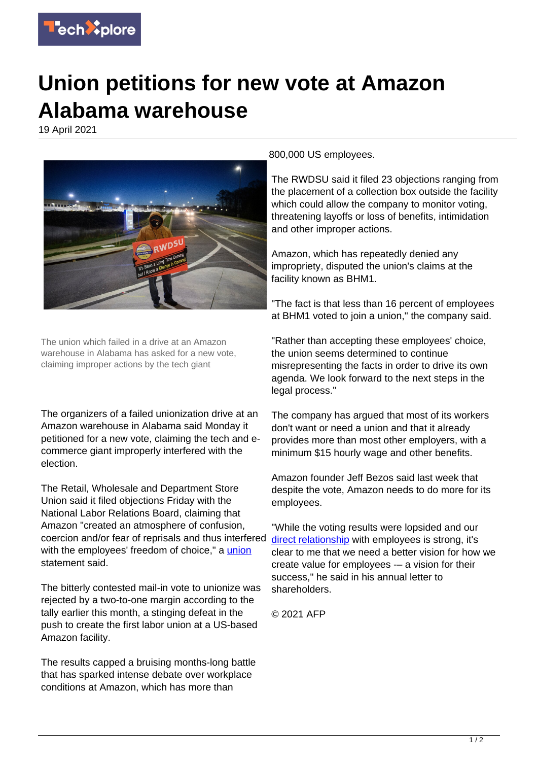# Union petitions for new vote at Amazon Alabama warehouse

19 April 2021

The union which failed in a drive at an Amazon warehouse in Alabama has asked for a new vote, claiming improper actions by the tech giant

The organizers of a failed unionization drive at an Amazon warehouse in Alabama said Monday it petitioned for a new vote, claiming the tech and e-commerce giant improperly interfered with the election.

The Retail, Wholesale and Department Store Union said it filed objections Friday with the National Labor Relations Board, claiming that Amazon "created an atmosphere of confusion, coercion and/or fear of reprisals and thus interfered with the employees' freedom of choice," a union statement said.

The bitterly contested mail-in vote to unionize was rejected by a two-to-one margin according to the tally earlier this month, a stinging defeat in the push to create the first labor union at a US-based Amazon facility.

The results capped a bruising months-long battle that has sparked intense debate over workplace conditions at Amazon, which has more than 800,000 US employees.

The RWDSU said it filed 23 objections ranging from the placement of a collection box outside the facility which could allow the company to monitor voting, threatening layoffs or loss of benefits, intimidation and other improper actions.

Amazon, which has repeatedly denied any impropriety, disputed the union's claims at the facility known as BHM1.

"The fact is that less than 16 percent of employees at BHM1 voted to join a union," the company said.

"Rather than accepting these employees' choice, the union seems determined to continue misrepresenting the facts in order to drive its own agenda. We look forward to the next steps in the legal process."

The company has argued that most of its workers don't want or need a union and that it already provides more than most other employers, with a minimum $15 hourly wage and other benefits.

Amazon founder Jeff Bezos said last week that despite the vote, Amazon needs to do more for its employees.

"While the voting results were lopsided and our direct relationship with employees is strong, it's clear to me that we need a better vision for how we create value for employees -– a vision for their success," he said in his annual letter to shareholders.

© 2021 AFP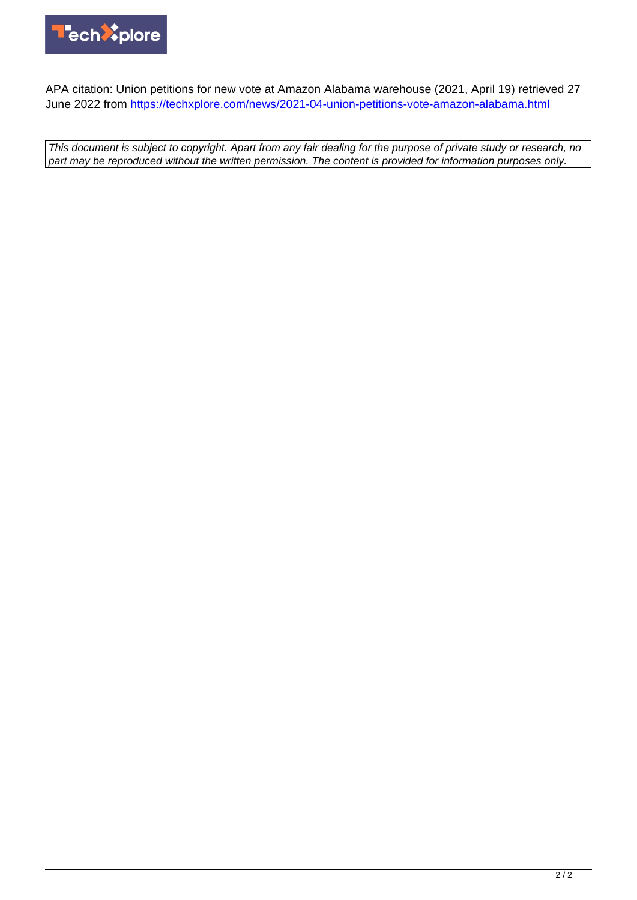APA citation: Union petitions for new vote at Amazon Alabama warehouse (2021, April 19) retrieved 27 June 2022 from https://techxplore.com/news/2021-04-union-petitions-vote-amazon-alabama.html

*This document is subject to copyright. Apart from any fair dealing for the purpose of private study or research, no part may be reproduced without the written permission. The content is provided for information purposes only.*